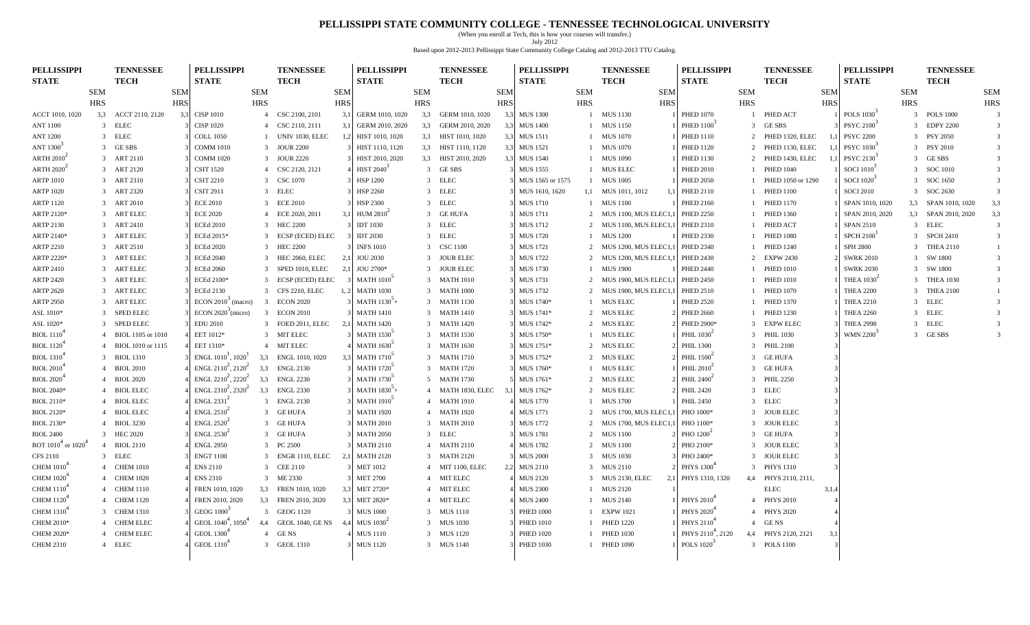# PELLISSIPPI STATE COMMUNITY COLLEGE - TENNESSEE TECHNOLOGICAL UNIVERSITY

(When you enroll at Tech, this is how your courses will transfer.)

July 2012

Based upon 2012-2013 Pellissippi State Community College Catalog and 2012-2013 TTU Catalog.

| PELLISSIPPI STATE | SEM HRS | TENNESSEE TECH | SEM HRS |
|---|---|---|---|
| ACCT 1010, 1020 | 3,3 | ACCT 2110, 2120 | 3,3 |
| ANT 1100 | 3 | ELEC | 3 |
| ANT 1200 | 3 | ELEC | 3 |
| ANT 1030[3] | 3 | GE SBS | 3 |
| ARTH 2010[2] | 3 | ART 2110 | 3 |
| ARTH 2020[2] | 3 | ART 2120 | 3 |
| ARTP 1010 | 3 | ART 2310 | 3 |
| ARTP 1020 | 3 | ART 2320 | 3 |
| ARTP 1120 | 3 | ART 2010 | 3 |
| ARTP 2120* | 3 | ART ELEC | 3 |
| ARTP 2130 | 3 | ART 2410 | 3 |
| ARTP 2140* | 3 | ART ELEC | 3 |
| ARTP 2210 | 3 | ART 2510 | 3 |
| ARTP 2220* | 3 | ART ELEC | 3 |
| ARTP 2410 | 3 | ART ELEC | 3 |
| ARTP 2420 | 3 | ART ELEC | 3 |
| ARTP 2620 | 3 | ART ELEC | 3 |
| ARTP 2950 | 3 | ART ELEC | 3 |
| ASL 1010* | 3 | SPED ELEC | 3 |
| ASL 1020* | 3 | SPED ELEC | 3 |
| BIOL 1110[4] | 4 | BIOL 1105 or 1010 | 4 |
| BIOL 1120[4] | 4 | BIOL 1010 or 1115 | 4 |
| BIOL 1310[4] | 3 | BIOL 1310 | 3 |
| BIOL 2010[4] | 4 | BIOL 2010 | 4 |
| BIOL 2020[4] | 4 | BIOL 2020 | 4 |
| BIOL 2040* | 4 | BIOL ELEC | 4 |
| BIOL 2110* | 4 | BIOL ELEC | 4 |
| BIOL 2120* | 4 | BIOL ELEC | 4 |
| BIOL 2130* | 4 | BIOL 3230 | 4 |
| BIOL 2400 | 3 | HEC 2020 | 3 |
| BOT 1010[4] or 1020[4] | 4 | BIOL 2110 | 4 |
| CFS 2110 | 3 | ELEC | 3 |
| CHEM 1010[4] | 4 | CHEM 1010 | 4 |
| CHEM 1020[4] | 4 | CHEM 1020 | 4 |
| CHEM 1110[4] | 4 | CHEM 1110 | 4 |
| CHEM 1120[4] | 4 | CHEM 1120 | 4 |
| CHEM 1310[4] | 3 | CHEM 1310 | 3 |
| CHEM 2010* | 4 | CHEM ELEC | 4 |
| CHEM 2020* | 4 | CHEM ELEC | 4 |
| CHEM 2310 | 4 | ELEC | 4 |
| CISP 1010 | 4 | CSC 2100, 2101 | 3,1 |
| CISP 1020 | 4 | CSC 2110, 2111 | 3,1 |
| COLL 1050 | 1 | UNIV 1030, ELEC | 1,2 |
| COMM 1010 | 3 | JOUR 2200 | 3 |
| COMM 1020 | 3 | JOUR 2220 | 3 |
| CSIT 1520 | 4 | CSC 2120, 2121 | 4 |
| CSIT 2210 | 3 | CSC 1070 | 3 |
| CSIT 2911 | 3 | ELEC | 3 |
| ECE 2010 | 3 | ECE 2010 | 3 |
| ECE 2020 | 4 | ECE 2020, 2011 | 3,1 |
| ECEd 2010 | 3 | HEC 2200 | 3 |
| ECEd 2015* | 3 | ECSP (ECED) ELEC | 3 |
| ECEd 2020 | 3 | HEC 2200 | 3 |
| ECEd 2040 | 3 | HEC 2060, ELEC | 2,1 |
| ECEd 2060 | 3 | SPED 1010, ELEC | 2,1 |
| ECEd 2100* | 3 | ECSP (ECED) ELEC | 3 |
| ECEd 2130 | 3 | CFS 2210, ELEC | 1, 2 |
| ECON 2010[3] (macro) | 3 | ECON 2020 | 3 |
| ECON 2020[3] (micro) | 3 | ECON 2010 | 3 |
| EDU 2010 | 3 | FOED 2011, ELEC | 2,1 |
| EET 1012* | 3 | MIT ELEC | 3 |
| EET 1310* | 4 | MIT ELEC | 4 |
| ENGL 1010[1], 1020[1] | 3,3 | ENGL 1010, 1020 | 3,3 |
| ENGL 2110[2], 2120[2] | 3,3 | ENGL 2130 | 3 |
| ENGL 2210[2], 2220[2] | 3,3 | ENGL 2230 | 3 |
| ENGL 2310[2], 2320[2] | 3,3 | ENGL 2330 | 3 |
| ENGL 2331[2] | 3 | ENGL 2130 | 3 |
| ENGL 2510[2] | 3 | GE HUFA | 3 |
| ENGL 2520[2] | 3 | GE HUFA | 3 |
| ENGL 2530[2] | 3 | GE HUFA | 3 |
| ENGL 2950 | 3 | PC 2500 | 3 |
| ENGT 1100 | 3 | ENGR 1110, ELEC | 2,1 |
| ENS 2110 | 3 | CEE 2110 | 3 |
| ENS 2310 | 3 | ME 2330 | 3 |
| FREN 1010, 1020 | 3,3 | FREN 1010, 1020 | 3,3 |
| FREN 2010, 2020 | 3,3 | FREN 2010, 2020 | 3,3 |
| GEOG 1000[3] | 3 | GEOG 1120 | 3 |
| GEOL 1040[4], 1050[4] | 4,4 | GEOL 1040, GE NS | 4,4 |
| GEOL 1300[4] | 4 | GE NS | 4 |
| GEOL 1310[4] | 3 | GEOL 1310 | 3 |
| GERM 1010, 1020 | 3,3 | GERM 1010, 1020 | 3,3 |
| GERM 2010, 2020 | 3,3 | GERM 2010, 2020 | 3,3 |
| HIST 1110, 1120 | 3,3 | HIST 1110, 1120 | 3,3 |
| HIST 2010, 2020 | 3,3 | HIST 2010, 2020 | 3,3 |
| HIST 2040[3] | 3 | GE SBS | 3 |
| HSP 1200 | 3 | ELEC | 3 |
| HSP 2260 | 3 | ELEC | 3 |
| HSP 2300 | 3 | ELEC | 3 |
| HUM 2810[2] | 3 | GE HUFA | 3 |
| IDT 1030 | 3 | ELEC | 3 |
| IDT 2030 | 3 | ELEC | 3 |
| INFS 1010 | 3 | CSC 1100 | 3 |
| JOU 2030 | 3 | JOUR ELEC | 3 |
| JOU 2700* | 3 | JOUR ELEC | 3 |
| MATH 1010[5] | 3 | MATH 1010 | 3 |
| MATH 1030 | 3 | MATH 1000 | 3 |
| MATH 1130[5]+ | 3 | MATH 1130 | 3 |
| MATH 1410 | 3 | MATH 1410 | 3 |
| MATH 1420 | 3 | MATH 1420 | 3 |
| MATH 1530[5] | 3 | MATH 1530 | 3 |
| MATH 1630[5] | 3 | MATH 1630 | 3 |
| MATH 1710[5] | 3 | MATH 1710 | 3 |
| MATH 1720[5] | 3 | MATH 1720 | 3 |
| MATH 1730[5] | 5 | MATH 1730 | 5 |
| MATH 1830[5]+ | 4 | MATH 1830, ELEC | 3,1 |
| MATH 1910[5] | 4 | MATH 1910 | 4 |
| MATH 1920 | 4 | MATH 1920 | 4 |
| MATH 2010 | 3 | MATH 2010 | 3 |
| MATH 2050 | 3 | ELEC | 3 |
| MATH 2110 | 4 | MATH 2110 | 4 |
| MATH 2120 | 3 | MATH 2120 | 3 |
| MET 1012 | 4 | MIT 1100, ELEC | 2,2 |
| MET 2700 | 4 | MIT ELEC | 4 |
| MET 2720* | 4 | MIT ELEC | 4 |
| MET 2820* | 4 | MIT ELEC | 4 |
| MUS 1030[2] | 3 | MUS 1030 | 3 |
| MUS 1000 | 3 | MUS 1110 | 3 |
| MUS 1110 | 3 | MUS 1120 | 3 |
| MUS 1120 | 3 | MUS 1140 | 3 |
| MUS 1300 | 1 | MUS 1130 | 1 |
| MUS 1400 | 1 | MUS 1150 | 1 |
| MUS 1511 | 1 | MUS 1070 | 1 |
| MUS 1521 | 1 | MUS 1070 | 1 |
| MUS 1540 | 1 | MUS 1090 | 1 |
| MUS 1555 | 1 | MUS ELEC | 1 |
| MUS 1565 or 1575 | 1 | MUS 1005 | 1 |
| MUS 1610, 1620 | 1,1 | MUS 1011, 1012 | 1,1 |
| MUS 1710 | 1 | MUS 1100 | 1 |
| MUS 1711 | 2 | MUS 1100, MUS ELEC | 1,1 |
| MUS 1712 | 2 | MUS 1100, MUS ELEC | 1,1 |
| MUS 1720 | 1 | MUS 1200 | 1 |
| MUS 1721 | 2 | MUS 1200, MUS ELEC | 1,1 |
| MUS 1722 | 2 | MUS 1200, MUS ELEC | 1,1 |
| MUS 1730 | 1 | MUS 1900 | 1 |
| MUS 1731 | 2 | MUS 1900, MUS ELEC | 1,1 |
| MUS 1732 | 2 | MUS 1900, MUS ELEC | 1,1 |
| MUS 1740* | 1 | MUS ELEC | 1 |
| MUS 1741* | 2 | MUS ELEC | 2 |
| MUS 1742* | 2 | MUS ELEC | 2 |
| MUS 1750* | 1 | MUS ELEC | 1 |
| MUS 1751* | 2 | MUS ELEC | 2 |
| MUS 1752* | 2 | MUS ELEC | 2 |
| MUS 1760* | 1 | MUS ELEC | 1 |
| MUS 1761* | 2 | MUS ELEC | 2 |
| MUS 1762* | 2 | MUS ELEC | 2 |
| MUS 1770 | 1 | MUS 1700 | 1 |
| MUS 1771 | 2 | MUS 1700, MUS ELEC | 1,1 |
| MUS 1772 | 2 | MUS 1700, MUS ELEC | 1,1 |
| MUS 1781 | 2 | MUS 1100 | 2 |
| MUS 1782 | 2 | MUS 1100 | 2 |
| MUS 2000 | 3 | MUS 1030 | 3 |
| MUS 2110 | 3 | MUS 2110 | 3 |
| MUS 2120 | 3 | MUS 2130, ELEC | 2,1 |
| MUS 2300 | 1 | MUS 2120 | 1 |
| MUS 2400 | 1 | MUS 2140 | 1 |
| PHED 1000 | 1 | EXPW 1021 | 1 |
| PHED 1010 | 1 | PHED 1220 | 1 |
| PHED 1020 | 1 | PHED 1030 | 1 |
| PHED 1030 | 1 | PHED 1090 | 1 |
| PHED 1070 | 1 | PHED ACT | 1 |
| PHED 1100[3] | 3 | GE SBS | 3 |
| PHED 1110 | 2 | PHED 1320, ELEC | 1,1 |
| PHED 1120 | 2 | PHED 1130, ELEC | 1,1 |
| PHED 1130 | 2 | PHED 1430, ELEC | 1,1 |
| PHED 2010 | 1 | PHED 1040 | 1 |
| PHED 2050 | 1 | PHED 1050 or 1290 | 1 |
| PHED 2110 | 1 | PHED 1100 | 1 |
| PHED 2160 | 1 | PHED 1170 | 1 |
| PHED 2250 | 1 | PHED 1360 | 1 |
| PHED 2310 | 1 | PHED ACT | 1 |
| PHED 2330 | 1 | PHED 1080 | 1 |
| PHED 2340 | 1 | PHED 1240 | 1 |
| PHED 2430 | 2 | EXPW 2430 | 2 |
| PHED 2440 | 1 | PHED 1010 | 1 |
| PHED 2450 | 1 | PHED 1010 | 1 |
| PHED 2510 | 1 | PHED 1070 | 1 |
| PHED 2520 | 1 | PHED 1370 | 1 |
| PHED 2660 | 1 | PHED 1230 | 1 |
| PHED 2900* | 3 | EXPW ELEC | 3 |
| PHIL 1030[2] | 3 | PHIL 1030 | 3 |
| PHIL 1300 | 3 | PHIL 2100 | 3 |
| PHIL 1500[2] | 3 | GE HUFA | 3 |
| PHIL 2010[2] | 3 | GE HUFA | 3 |
| PHIL 2400[2] | 3 | PHIL 2250 | 3 |
| PHIL 2420 | 3 | ELEC | 3 |
| PHIL 2450 | 3 | ELEC | 3 |
| PHO 1000* | 3 | JOUR ELEC | 3 |
| PHO 1100* | 3 | JOUR ELEC | 3 |
| PHO 1200[2] | 3 | GE HUFA | 3 |
| PHO 2100* | 3 | JOUR ELEC | 3 |
| PHO 2400* | 3 | JOUR ELEC | 3 |
| PHYS 1300[4] | 3 | PHYS 1310 | 3 |
| PHYS 1310, 1320 | 4,4 | PHYS 2110, 2111, ELEC | 3,1,4 |
| PHYS 2010[4] | 4 | PHYS 2010 | 4 |
| PHYS 2020[4] | 4 | PHYS 2020 | 4 |
| PHYS 2110[4] | 4 | GE NS | 4 |
| PHYS 2110[4], 2120 | 4,4 | PHYS 2120, 2121 | 3,1 |
| POLS 1020[3] | 3 | POLS 1100 | 3 |
| POLS 1030[3] | 3 | POLS 1000 | 3 |
| PSYC 2100[3] | 3 | EDPY 2200 | 3 |
| PSYC 2200 | 3 | PSY 2050 | 3 |
| PSYC 1030[3] | 3 | PSY 2010 | 3 |
| PSYC 2130[3] | 3 | GE SBS | 3 |
| SOCI 1010[3] | 3 | SOC 1010 | 3 |
| SOCI 1020[3] | 3 | SOC 1650 | 3 |
| SOCI 2010 | 3 | SOC 2630 | 3 |
| SPAN 1010, 1020 | 3,3 | SPAN 1010, 1020 | 3,3 |
| SPAN 2010, 2020 | 3,3 | SPAN 2010, 2020 | 3,3 |
| SPAN 2510 | 3 | ELEC | 3 |
| SPCH 2100[1] | 3 | SPCH 2410 | 3 |
| SPH 2800 | 3 | THEA 2110 | 1 |
| SWRK 2010 | 3 | SW 1800 | 3 |
| SWRK 2030 | 3 | SW 1800 | 3 |
| THEA 1030[2] | 3 | THEA 1030 | 3 |
| THEA 2200 | 3 | THEA 2100 | 1 |
| THEA 2210 | 3 | ELEC | 3 |
| THEA 2260 | 3 | ELEC | 3 |
| THEA 2998 | 3 | ELEC | 3 |
| WMN 2200[3] | 3 | GE SBS | 3 |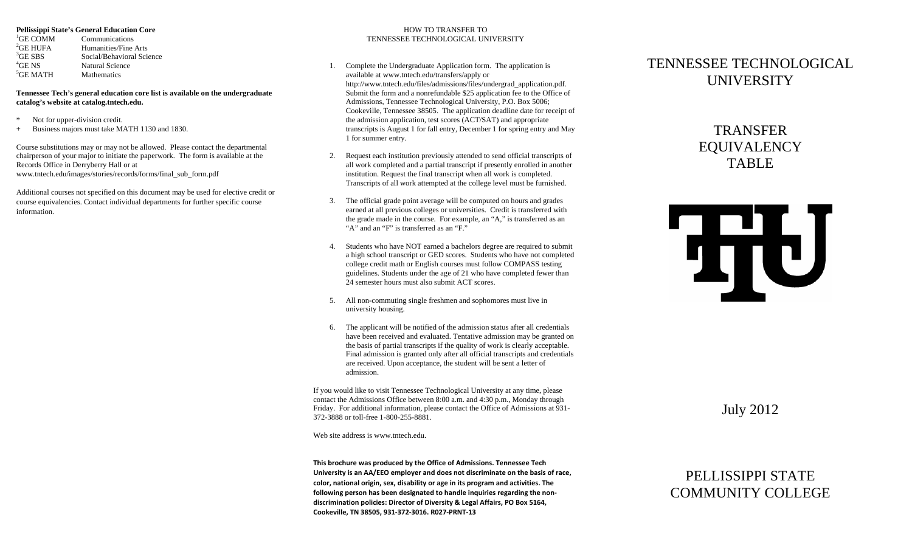**Pellissippi State's General Education Core**

| | |
|---|---|
| [1]GE COMM | Communications |
| [2]GE HUFA | Humanities/Fine Arts |
| [3]GE SBS | Social/Behavioral Science |
| [4]GE NS | Natural Science |
| [5]GE MATH | Mathematics |

**Tennessee Tech's general education core list is available on the undergraduate catalog's website at catalog.tntech.edu.**

- \* Not for upper-division credit.
- \+ Business majors must take MATH 1130 and 1830.

Course substitutions may or may not be allowed. Please contact the departmental chairperson of your major to initiate the paperwork. The form is available at the Records Office in Derryberry Hall or at www.tntech.edu/images/stories/records/forms/final_sub_form.pdf

Additional courses not specified on this document may be used for elective credit or course equivalencies. Contact individual departments for further specific course information.

## HOW TO TRANSFER TO TENNESSEE TECHNOLOGICAL UNIVERSITY

1. Complete the Undergraduate Application form. The application is available at www.tntech.edu/transfers/apply or http://www.tntech.edu/files/admissions/files/undergrad_application.pdf. Submit the form and a nonrefundable $25 application fee to the Office of Admissions, Tennessee Technological University, P.O. Box 5006; Cookeville, Tennessee 38505. The application deadline date for receipt of the admission application, test scores (ACT/SAT) and appropriate transcripts is August 1 for fall entry, December 1 for spring entry and May 1 for summer entry.

2. Request each institution previously attended to send official transcripts of all work completed and a partial transcript if presently enrolled in another institution. Request the final transcript when all work is completed. Transcripts of all work attempted at the college level must be furnished.

3. The official grade point average will be computed on hours and grades earned at all previous colleges or universities. Credit is transferred with the grade made in the course. For example, an "A," is transferred as an "A" and an "F" is transferred as an "F."

4. Students who have NOT earned a bachelors degree are required to submit a high school transcript or GED scores. Students who have not completed college credit math or English courses must follow COMPASS testing guidelines. Students under the age of 21 who have completed fewer than 24 semester hours must also submit ACT scores.

5. All non-commuting single freshmen and sophomores must live in university housing.

6. The applicant will be notified of the admission status after all credentials have been received and evaluated. Tentative admission may be granted on the basis of partial transcripts if the quality of work is clearly acceptable. Final admission is granted only after all official transcripts and credentials are received. Upon acceptance, the student will be sent a letter of admission.

If you would like to visit Tennessee Technological University at any time, please contact the Admissions Office between 8:00 a.m. and 4:30 p.m., Monday through Friday. For additional information, please contact the Office of Admissions at 931-372-3888 or toll-free 1-800-255-8881.

Web site address is www.tntech.edu.

**This brochure was produced by the Office of Admissions. Tennessee Tech University is an AA/EEO employer and does not discriminate on the basis of race, color, national origin, sex, disability or age in its program and activities. The following person has been designated to handle inquiries regarding the non-discrimination policies: Director of Diversity & Legal Affairs, PO Box 5164, Cookeville, TN 38505, 931-372-3016. R027-PRNT-13**

# TENNESSEE TECHNOLOGICAL UNIVERSITY

## TRANSFER EQUIVALENCY TABLE

TTU

July 2012

## PELLISSIPPI STATE COMMUNITY COLLEGE